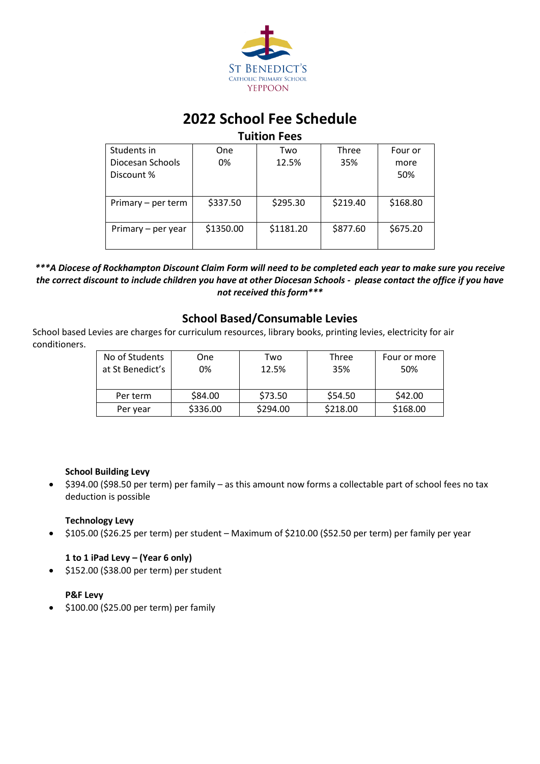ST BENEDICT'S
CATHOLIC PRIMARY SCHOOL
YEPPOON

# 2022 School Fee Schedule

## Tuition Fees

| Students in Diocesan Schools Discount % | One 0% | Two 12.5% | Three 35% | Four or more 50% |
|---|---|---|---|---|
| Primary – per term | $337.50 | $295.30 | $219.40 | $168.80 |
| Primary – per year | $1350.00 | $1181.20 | $877.60 | $675.20 |

***\*\*\*A Diocese of Rockhampton Discount Claim Form will need to be completed each year to make sure you receive the correct discount to include children you have at other Diocesan Schools - please contact the office if you have not received this form\*\*\****

## School Based/Consumable Levies

School based Levies are charges for curriculum resources, library books, printing levies, electricity for air conditioners.

| No of Students at St Benedict's | One 0% | Two 12.5% | Three 35% | Four or more 50% |
|---|---|---|---|---|
| Per term | $84.00 | $73.50 | $54.50 | $42.00 |
| Per year | $336.00 | $294.00 | $218.00 | $168.00 |

**School Building Levy**

- $394.00 ($98.50 per term) per family – as this amount now forms a collectable part of school fees no tax deduction is possible

**Technology Levy**

- $105.00 ($26.25 per term) per student – Maximum of $210.00 ($52.50 per term) per family per year

**1 to 1 iPad Levy – (Year 6 only)**

- $152.00 ($38.00 per term) per student

**P&F Levy**

- $100.00 ($25.00 per term) per family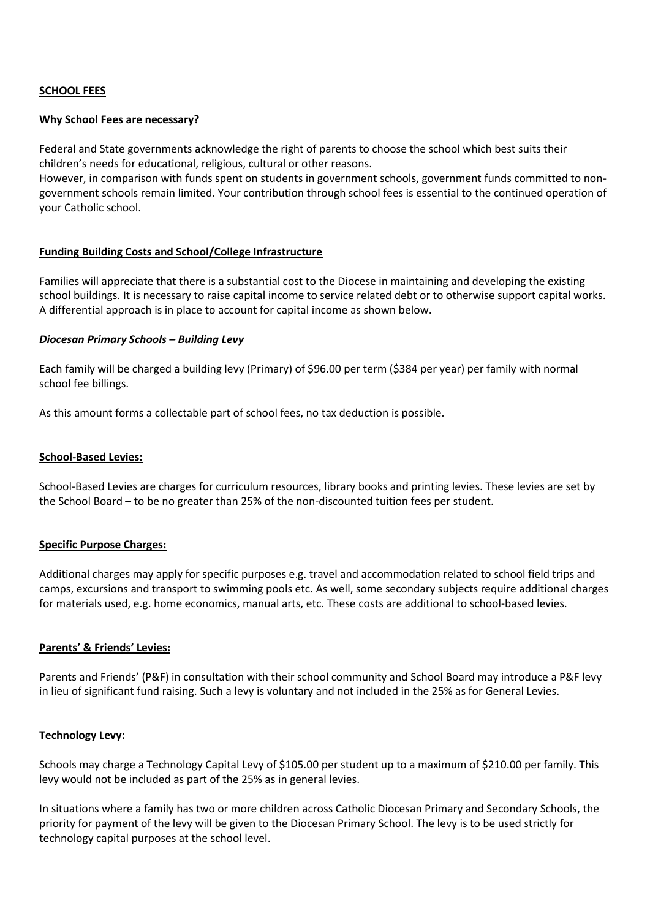## SCHOOL FEES

**Why School Fees are necessary?**

Federal and State governments acknowledge the right of parents to choose the school which best suits their children's needs for educational, religious, cultural or other reasons.
However, in comparison with funds spent on students in government schools, government funds committed to non-government schools remain limited. Your contribution through school fees is essential to the continued operation of your Catholic school.

**Funding Building Costs and School/College Infrastructure**

Families will appreciate that there is a substantial cost to the Diocese in maintaining and developing the existing school buildings. It is necessary to raise capital income to service related debt or to otherwise support capital works. A differential approach is in place to account for capital income as shown below.

***Diocesan Primary Schools – Building Levy***

Each family will be charged a building levy (Primary) of $96.00 per term ($384 per year) per family with normal school fee billings.

As this amount forms a collectable part of school fees, no tax deduction is possible.

**School-Based Levies:**

School-Based Levies are charges for curriculum resources, library books and printing levies. These levies are set by the School Board – to be no greater than 25% of the non-discounted tuition fees per student.

**Specific Purpose Charges:**

Additional charges may apply for specific purposes e.g. travel and accommodation related to school field trips and camps, excursions and transport to swimming pools etc. As well, some secondary subjects require additional charges for materials used, e.g. home economics, manual arts, etc. These costs are additional to school-based levies.

**Parents' & Friends' Levies:**

Parents and Friends' (P&F) in consultation with their school community and School Board may introduce a P&F levy in lieu of significant fund raising. Such a levy is voluntary and not included in the 25% as for General Levies.

**Technology Levy:**

Schools may charge a Technology Capital Levy of $105.00 per student up to a maximum of $210.00 per family. This levy would not be included as part of the 25% as in general levies.

In situations where a family has two or more children across Catholic Diocesan Primary and Secondary Schools, the priority for payment of the levy will be given to the Diocesan Primary School. The levy is to be used strictly for technology capital purposes at the school level.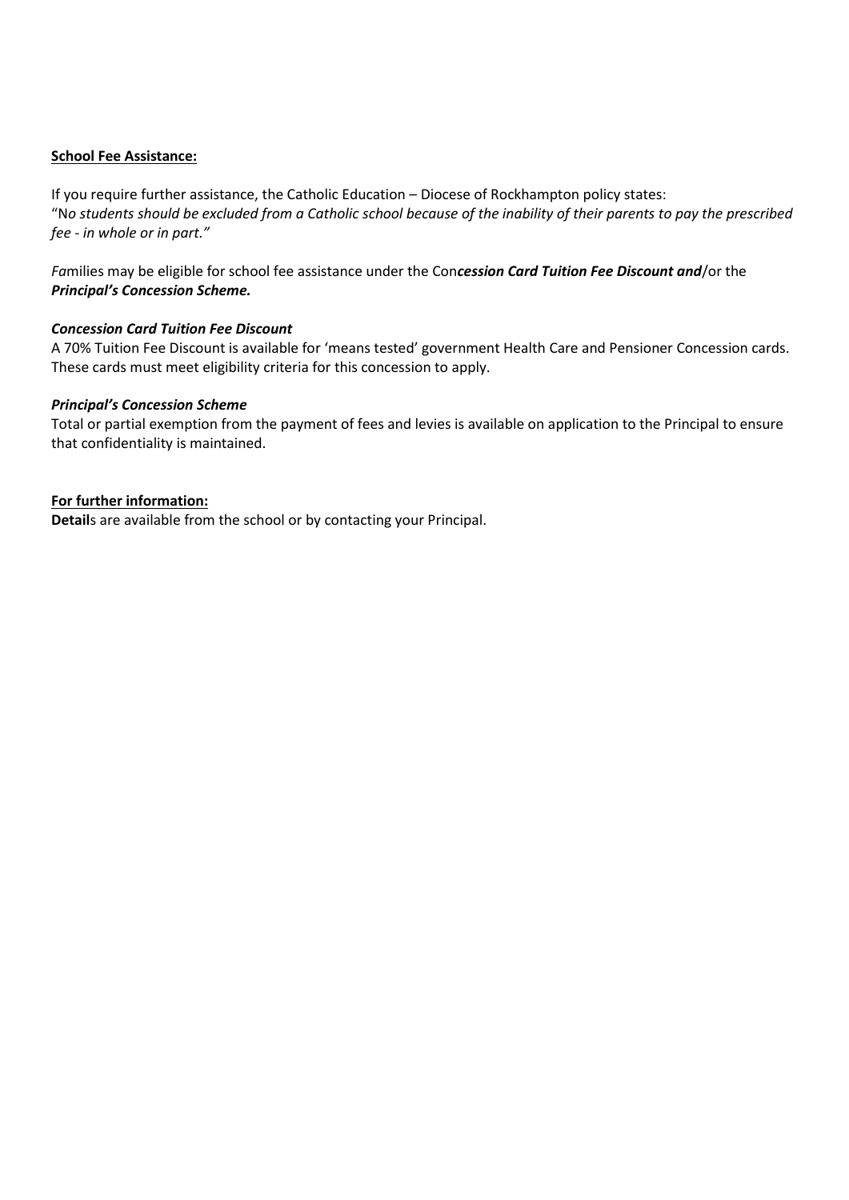**School Fee Assistance:**

If you require further assistance, the Catholic Education – Diocese of Rockhampton policy states:
"N*o students should be excluded from a Catholic school because of the inability of their parents to pay the prescribed fee - in whole or in part."*

*Fa*milies may be eligible for school fee assistance under the Con***cession Card Tuition Fee Discount and***/or the ***Principal's Concession Scheme.***

***Concession Card Tuition Fee Discount***
A 70% Tuition Fee Discount is available for 'means tested' government Health Care and Pensioner Concession cards. These cards must meet eligibility criteria for this concession to apply.

***Principal's Concession Scheme***
Total or partial exemption from the payment of fees and levies is available on application to the Principal to ensure that confidentiality is maintained.

**For further information:**
**Detail**s are available from the school or by contacting your Principal.